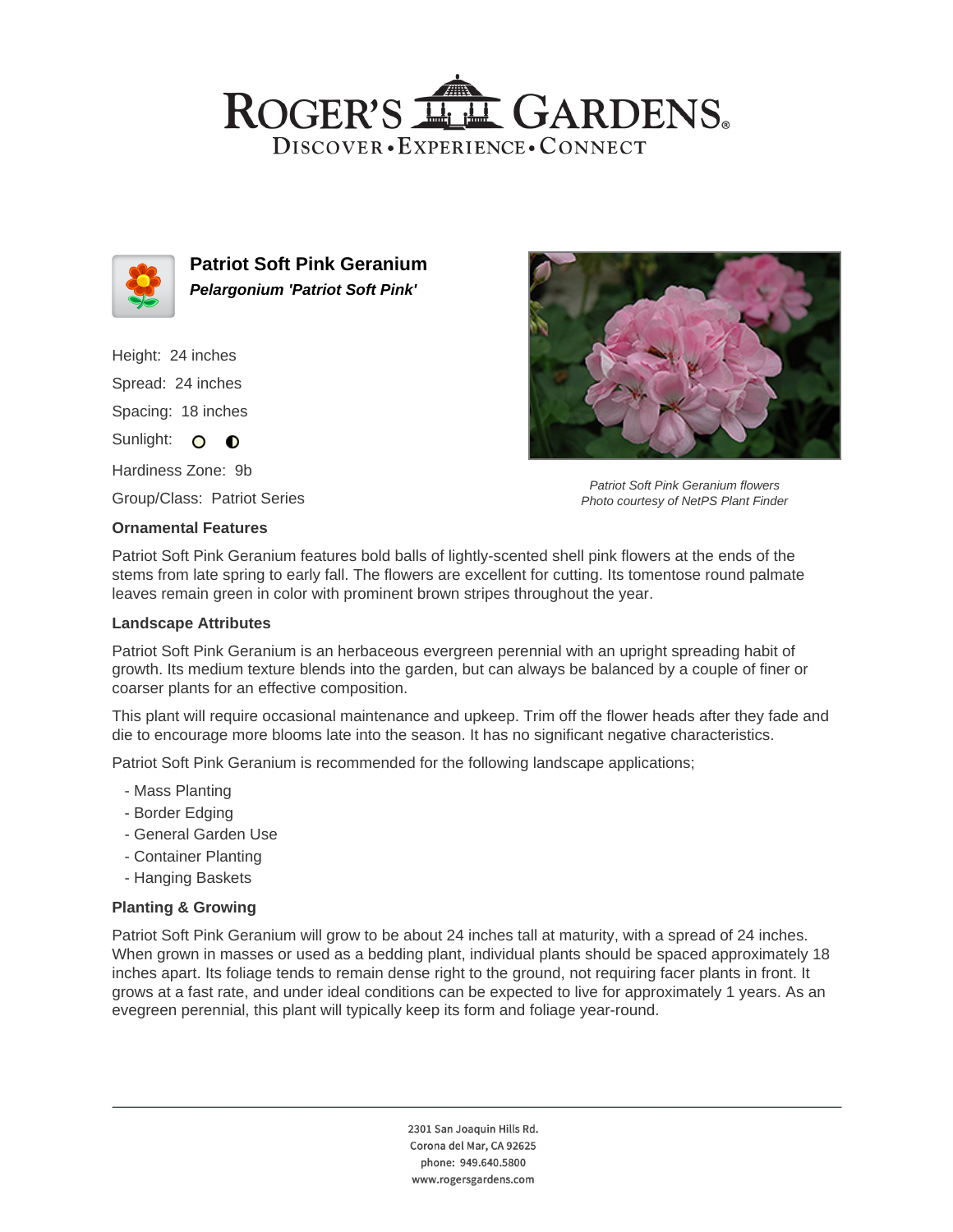# ROGER'S GARDENS

DISCOVER • EXPERIENCE • CONNECT

## Patriot Soft Pink Geranium

***Pelargonium 'Patriot Soft Pink'***

Height: 24 inches

Spread: 24 inches

Spacing: 18 inches

Sunlight:

Hardiness Zone: 9b

Group/Class: Patriot Series

*Patriot Soft Pink Geranium flowers*
*Photo courtesy of NetPS Plant Finder*

### Ornamental Features

Patriot Soft Pink Geranium features bold balls of lightly-scented shell pink flowers at the ends of the stems from late spring to early fall. The flowers are excellent for cutting. Its tomentose round palmate leaves remain green in color with prominent brown stripes throughout the year.

### Landscape Attributes

Patriot Soft Pink Geranium is an herbaceous evergreen perennial with an upright spreading habit of growth. Its medium texture blends into the garden, but can always be balanced by a couple of finer or coarser plants for an effective composition.

This plant will require occasional maintenance and upkeep. Trim off the flower heads after they fade and die to encourage more blooms late into the season. It has no significant negative characteristics.

Patriot Soft Pink Geranium is recommended for the following landscape applications;

- Mass Planting
- Border Edging
- General Garden Use
- Container Planting
- Hanging Baskets

### Planting & Growing

Patriot Soft Pink Geranium will grow to be about 24 inches tall at maturity, with a spread of 24 inches. When grown in masses or used as a bedding plant, individual plants should be spaced approximately 18 inches apart. Its foliage tends to remain dense right to the ground, not requiring facer plants in front. It grows at a fast rate, and under ideal conditions can be expected to live for approximately 1 years. As an evegreen perennial, this plant will typically keep its form and foliage year-round.

2301 San Joaquin Hills Rd.
Corona del Mar, CA 92625
phone: 949.640.5800
www.rogersgardens.com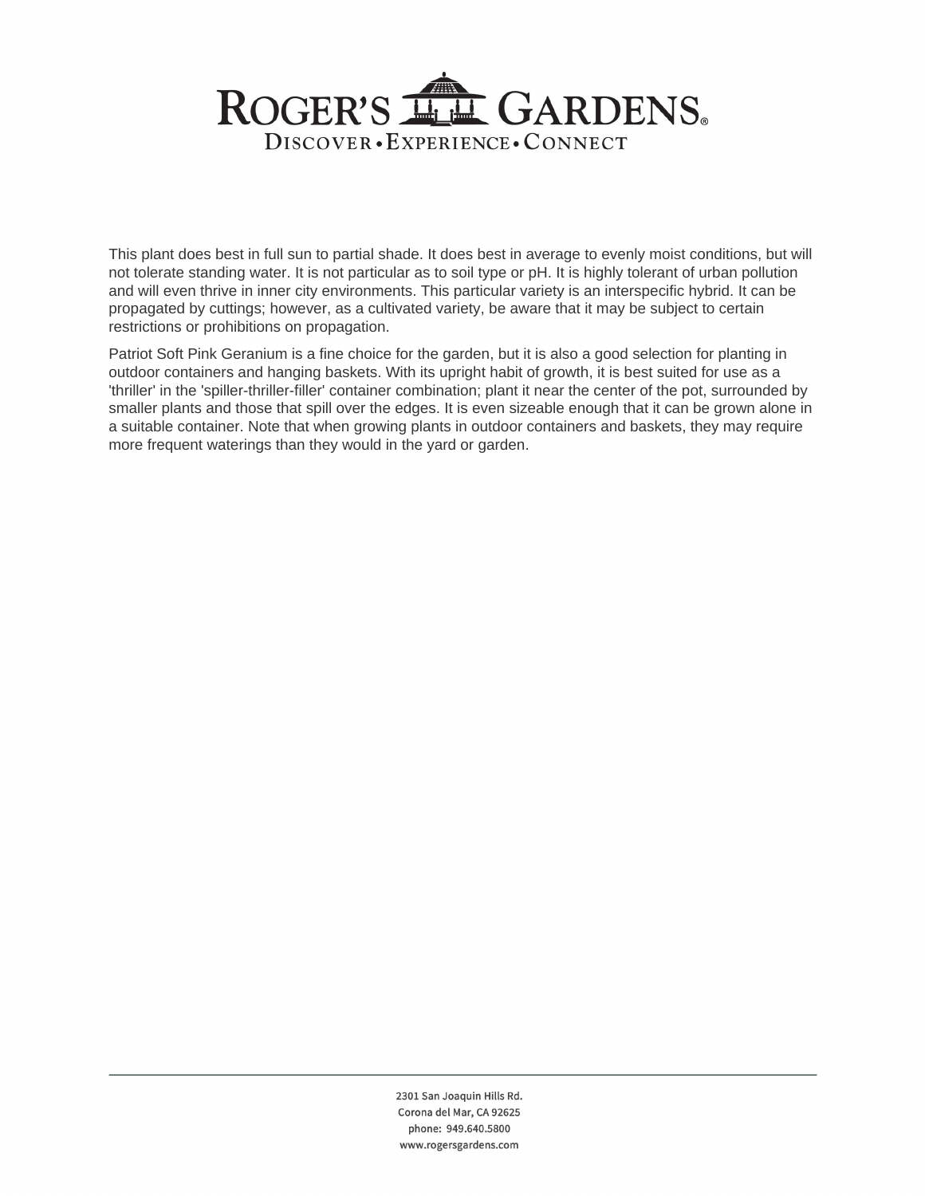This plant does best in full sun to partial shade. It does best in average to evenly moist conditions, but will not tolerate standing water. It is not particular as to soil type or pH. It is highly tolerant of urban pollution and will even thrive in inner city environments. This particular variety is an interspecific hybrid. It can be propagated by cuttings; however, as a cultivated variety, be aware that it may be subject to certain restrictions or prohibitions on propagation.

Patriot Soft Pink Geranium is a fine choice for the garden, but it is also a good selection for planting in outdoor containers and hanging baskets. With its upright habit of growth, it is best suited for use as a 'thriller' in the 'spiller-thriller-filler' container combination; plant it near the center of the pot, surrounded by smaller plants and those that spill over the edges. It is even sizeable enough that it can be grown alone in a suitable container. Note that when growing plants in outdoor containers and baskets, they may require more frequent waterings than they would in the yard or garden.